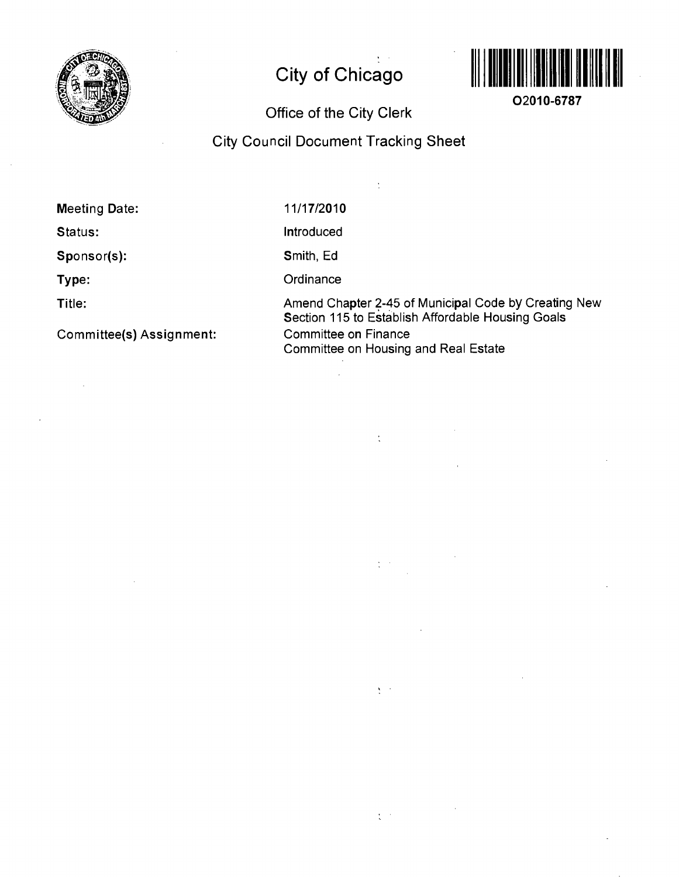# City of Chicago

O2010-6787

## Office of the City Clerk

## City Council Document Tracking Sheet

| | |
|---|---|
| **Meeting Date:** | 11/17/2010 |
| **Status:** | Introduced |
| **Sponsor(s):** | Smith, Ed |
| **Type:** | Ordinance |
| **Title:** | Amend Chapter 2-45 of Municipal Code by Creating New Section 115 to Establish Affordable Housing Goals |
| **Committee(s) Assignment:** | Committee on Finance<br>Committee on Housing and Real Estate |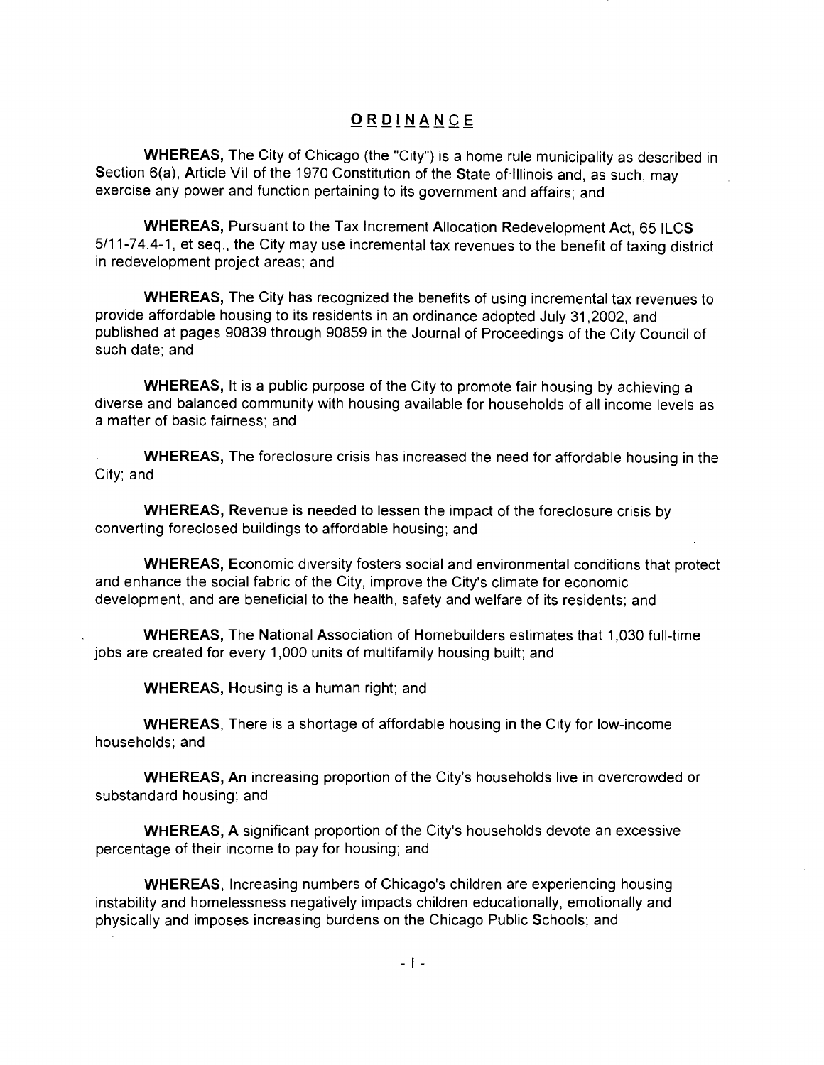# ORDINANCE

**WHEREAS,** The City of Chicago (the "City") is a home rule municipality as described in Section 6(a), Article VII of the 1970 Constitution of the State of Illinois and, as such, may exercise any power and function pertaining to its government and affairs; and

**WHEREAS,** Pursuant to the Tax Increment Allocation Redevelopment Act, 65 ILCS 5/11-74.4-1, et seq., the City may use incremental tax revenues to the benefit of taxing district in redevelopment project areas; and

**WHEREAS,** The City has recognized the benefits of using incremental tax revenues to provide affordable housing to its residents in an ordinance adopted July 31,2002, and published at pages 90839 through 90859 in the Journal of Proceedings of the City Council of such date; and

**WHEREAS,** It is a public purpose of the City to promote fair housing by achieving a diverse and balanced community with housing available for households of all income levels as a matter of basic fairness; and

**WHEREAS,** The foreclosure crisis has increased the need for affordable housing in the City; and

**WHEREAS,** Revenue is needed to lessen the impact of the foreclosure crisis by converting foreclosed buildings to affordable housing; and

**WHEREAS,** Economic diversity fosters social and environmental conditions that protect and enhance the social fabric of the City, improve the City's climate for economic development, and are beneficial to the health, safety and welfare of its residents; and

**WHEREAS,** The National Association of Homebuilders estimates that 1,030 full-time jobs are created for every 1,000 units of multifamily housing built; and

**WHEREAS,** Housing is a human right; and

**WHEREAS**, There is a shortage of affordable housing in the City for low-income households; and

**WHEREAS,** An increasing proportion of the City's households live in overcrowded or substandard housing; and

**WHEREAS,** A significant proportion of the City's households devote an excessive percentage of their income to pay for housing; and

**WHEREAS**, Increasing numbers of Chicago's children are experiencing housing instability and homelessness negatively impacts children educationally, emotionally and physically and imposes increasing burdens on the Chicago Public Schools; and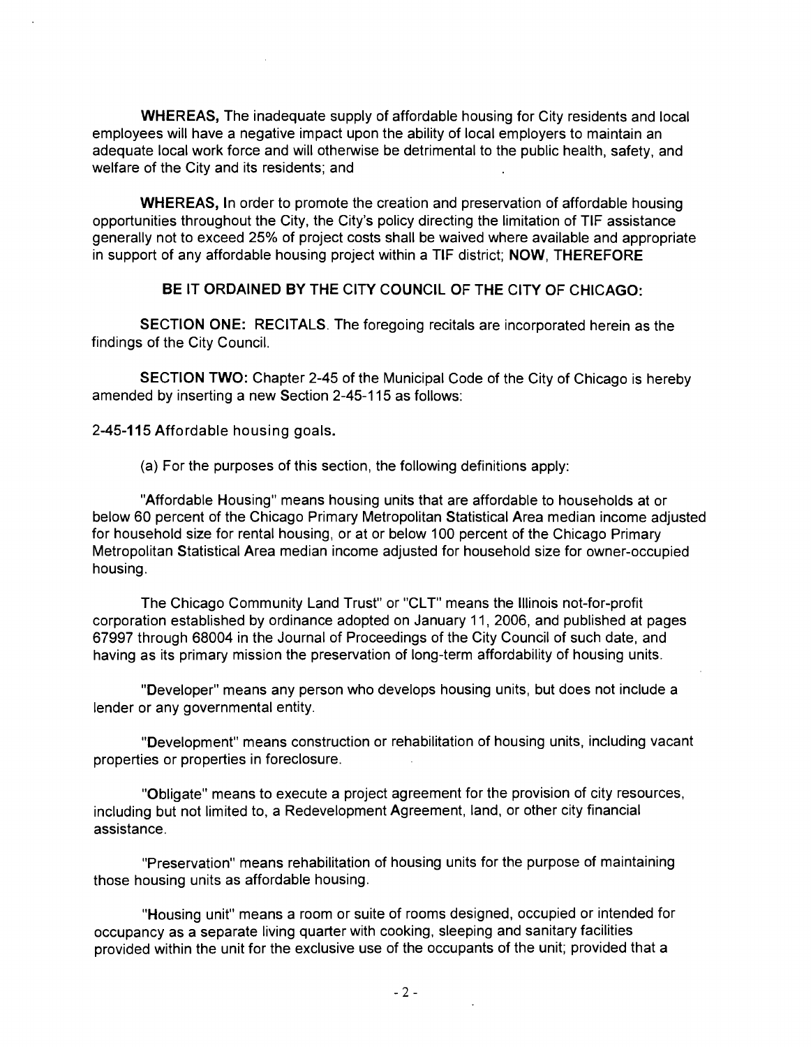**WHEREAS,** The inadequate supply of affordable housing for City residents and local employees will have a negative impact upon the ability of local employers to maintain an adequate local work force and will otherwise be detrimental to the public health, safety, and welfare of the City and its residents; and

**WHEREAS,** In order to promote the creation and preservation of affordable housing opportunities throughout the City, the City's policy directing the limitation of TIF assistance generally not to exceed 25% of project costs shall be waived where available and appropriate in support of any affordable housing project within a TIF district; **NOW, THEREFORE**

**BE IT ORDAINED BY THE CITY COUNCIL OF THE CITY OF CHICAGO:**

**SECTION ONE:** RECITALS. The foregoing recitals are incorporated herein as the findings of the City Council.

**SECTION TWO:** Chapter 2-45 of the Municipal Code of the City of Chicago is hereby amended by inserting a new Section 2-45-115 as follows:

2-45-115 Affordable housing goals.

(a) For the purposes of this section, the following definitions apply:

"Affordable Housing" means housing units that are affordable to households at or below 60 percent of the Chicago Primary Metropolitan Statistical Area median income adjusted for household size for rental housing, or at or below 100 percent of the Chicago Primary Metropolitan Statistical Area median income adjusted for household size for owner-occupied housing.

The Chicago Community Land Trust" or "CLT" means the Illinois not-for-profit corporation established by ordinance adopted on January 11, 2006, and published at pages 67997 through 68004 in the Journal of Proceedings of the City Council of such date, and having as its primary mission the preservation of long-term affordability of housing units.

"Developer" means any person who develops housing units, but does not include a lender or any governmental entity.

"Development" means construction or rehabilitation of housing units, including vacant properties or properties in foreclosure.

"Obligate" means to execute a project agreement for the provision of city resources, including but not limited to, a Redevelopment Agreement, land, or other city financial assistance.

"Preservation" means rehabilitation of housing units for the purpose of maintaining those housing units as affordable housing.

"Housing unit" means a room or suite of rooms designed, occupied or intended for occupancy as a separate living quarter with cooking, sleeping and sanitary facilities provided within the unit for the exclusive use of the occupants of the unit; provided that a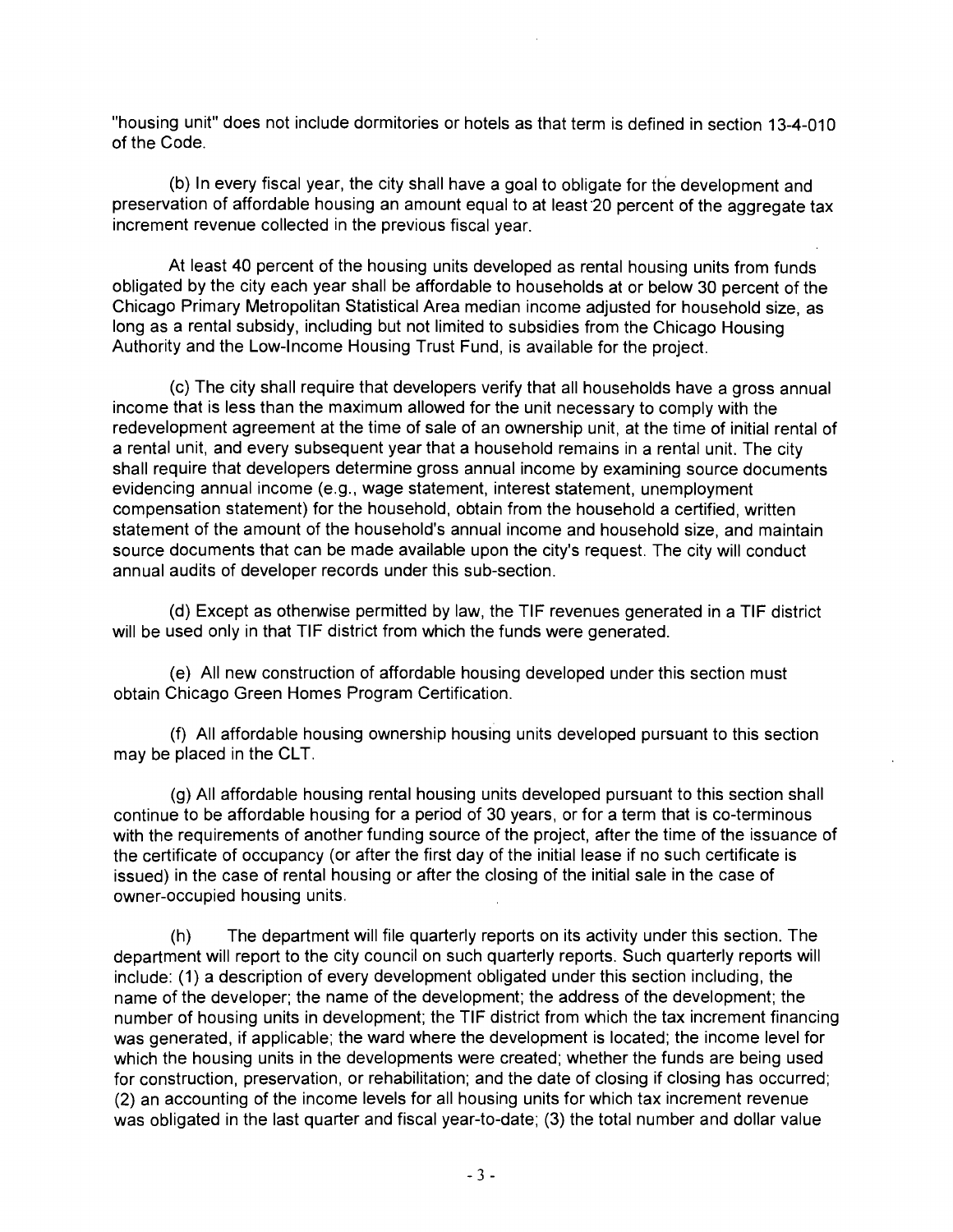"housing unit" does not include dormitories or hotels as that term is defined in section 13-4-010 of the Code.

(b) In every fiscal year, the city shall have a goal to obligate for the development and preservation of affordable housing an amount equal to at least 20 percent of the aggregate tax increment revenue collected in the previous fiscal year.

At least 40 percent of the housing units developed as rental housing units from funds obligated by the city each year shall be affordable to households at or below 30 percent of the Chicago Primary Metropolitan Statistical Area median income adjusted for household size, as long as a rental subsidy, including but not limited to subsidies from the Chicago Housing Authority and the Low-Income Housing Trust Fund, is available for the project.

(c) The city shall require that developers verify that all households have a gross annual income that is less than the maximum allowed for the unit necessary to comply with the redevelopment agreement at the time of sale of an ownership unit, at the time of initial rental of a rental unit, and every subsequent year that a household remains in a rental unit. The city shall require that developers determine gross annual income by examining source documents evidencing annual income (e.g., wage statement, interest statement, unemployment compensation statement) for the household, obtain from the household a certified, written statement of the amount of the household's annual income and household size, and maintain source documents that can be made available upon the city's request. The city will conduct annual audits of developer records under this sub-section.

(d) Except as otherwise permitted by law, the TIF revenues generated in a TIF district will be used only in that TIF district from which the funds were generated.

(e) All new construction of affordable housing developed under this section must obtain Chicago Green Homes Program Certification.

(f) All affordable housing ownership housing units developed pursuant to this section may be placed in the CLT.

(g) All affordable housing rental housing units developed pursuant to this section shall continue to be affordable housing for a period of 30 years, or for a term that is co-terminous with the requirements of another funding source of the project, after the time of the issuance of the certificate of occupancy (or after the first day of the initial lease if no such certificate is issued) in the case of rental housing or after the closing of the initial sale in the case of owner-occupied housing units.

(h) The department will file quarterly reports on its activity under this section. The department will report to the city council on such quarterly reports. Such quarterly reports will include: (1) a description of every development obligated under this section including, the name of the developer; the name of the development; the address of the development; the number of housing units in development; the TIF district from which the tax increment financing was generated, if applicable; the ward where the development is located; the income level for which the housing units in the developments were created; whether the funds are being used for construction, preservation, or rehabilitation; and the date of closing if closing has occurred; (2) an accounting of the income levels for all housing units for which tax increment revenue was obligated in the last quarter and fiscal year-to-date; (3) the total number and dollar value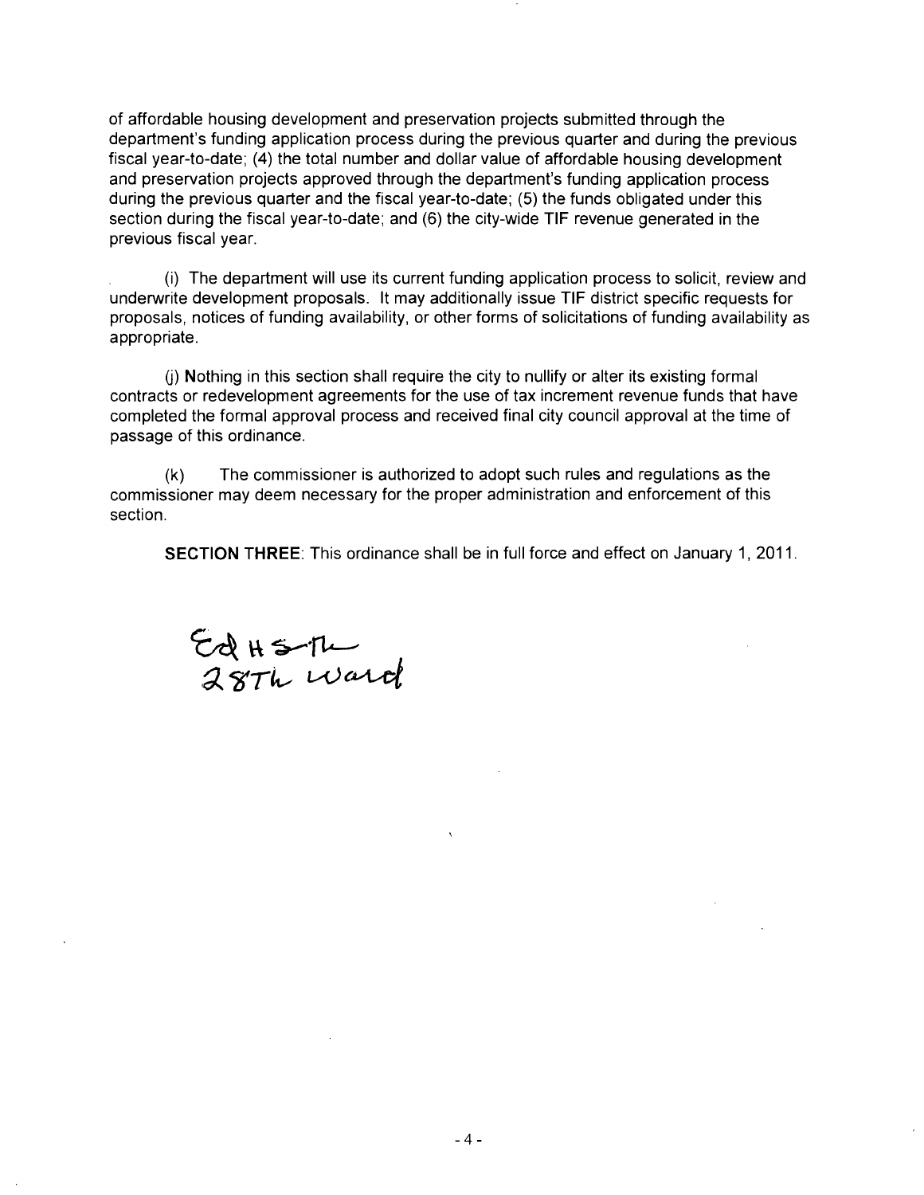of affordable housing development and preservation projects submitted through the department's funding application process during the previous quarter and during the previous fiscal year-to-date; (4) the total number and dollar value of affordable housing development and preservation projects approved through the department's funding application process during the previous quarter and the fiscal year-to-date; (5) the funds obligated under this section during the fiscal year-to-date; and (6) the city-wide TIF revenue generated in the previous fiscal year.

(i) The department will use its current funding application process to solicit, review and underwrite development proposals. It may additionally issue TIF district specific requests for proposals, notices of funding availability, or other forms of solicitations of funding availability as appropriate.

(j) Nothing in this section shall require the city to nullify or alter its existing formal contracts or redevelopment agreements for the use of tax increment revenue funds that have completed the formal approval process and received final city council approval at the time of passage of this ordinance.

(k) The commissioner is authorized to adopt such rules and regulations as the commissioner may deem necessary for the proper administration and enforcement of this section.

**SECTION THREE**: This ordinance shall be in full force and effect on January 1, 2011.

Ed H Smith
28Th Ward